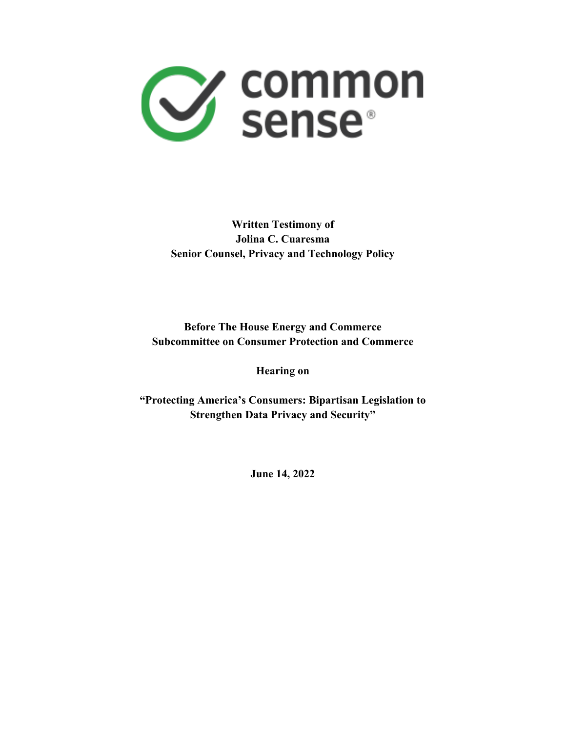common sense®

**Written Testimony of**
**Jolina C. Cuaresma**
**Senior Counsel, Privacy and Technology Policy**

**Before The House Energy and Commerce**
**Subcommittee on Consumer Protection and Commerce**

**Hearing on**

**“Protecting America’s Consumers: Bipartisan Legislation to Strengthen Data Privacy and Security”**

**June 14, 2022**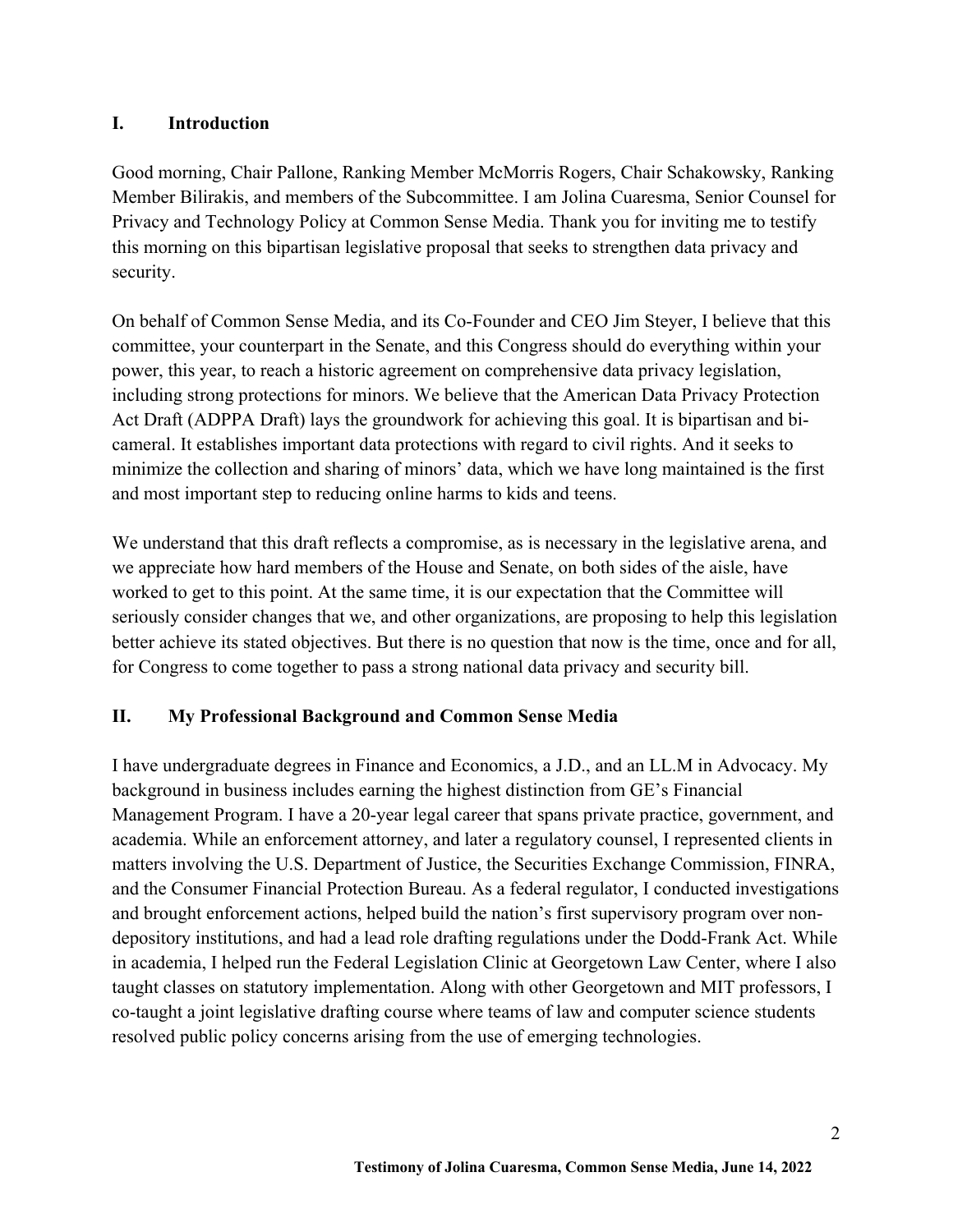## I. Introduction

Good morning, Chair Pallone, Ranking Member McMorris Rogers, Chair Schakowsky, Ranking Member Bilirakis, and members of the Subcommittee. I am Jolina Cuaresma, Senior Counsel for Privacy and Technology Policy at Common Sense Media. Thank you for inviting me to testify this morning on this bipartisan legislative proposal that seeks to strengthen data privacy and security.

On behalf of Common Sense Media, and its Co-Founder and CEO Jim Steyer, I believe that this committee, your counterpart in the Senate, and this Congress should do everything within your power, this year, to reach a historic agreement on comprehensive data privacy legislation, including strong protections for minors. We believe that the American Data Privacy Protection Act Draft (ADPPA Draft) lays the groundwork for achieving this goal. It is bipartisan and bi-cameral. It establishes important data protections with regard to civil rights. And it seeks to minimize the collection and sharing of minors' data, which we have long maintained is the first and most important step to reducing online harms to kids and teens.

We understand that this draft reflects a compromise, as is necessary in the legislative arena, and we appreciate how hard members of the House and Senate, on both sides of the aisle, have worked to get to this point. At the same time, it is our expectation that the Committee will seriously consider changes that we, and other organizations, are proposing to help this legislation better achieve its stated objectives. But there is no question that now is the time, once and for all, for Congress to come together to pass a strong national data privacy and security bill.

## II. My Professional Background and Common Sense Media

I have undergraduate degrees in Finance and Economics, a J.D., and an LL.M in Advocacy. My background in business includes earning the highest distinction from GE's Financial Management Program. I have a 20-year legal career that spans private practice, government, and academia. While an enforcement attorney, and later a regulatory counsel, I represented clients in matters involving the U.S. Department of Justice, the Securities Exchange Commission, FINRA, and the Consumer Financial Protection Bureau. As a federal regulator, I conducted investigations and brought enforcement actions, helped build the nation's first supervisory program over non-depository institutions, and had a lead role drafting regulations under the Dodd-Frank Act. While in academia, I helped run the Federal Legislation Clinic at Georgetown Law Center, where I also taught classes on statutory implementation. Along with other Georgetown and MIT professors, I co-taught a joint legislative drafting course where teams of law and computer science students resolved public policy concerns arising from the use of emerging technologies.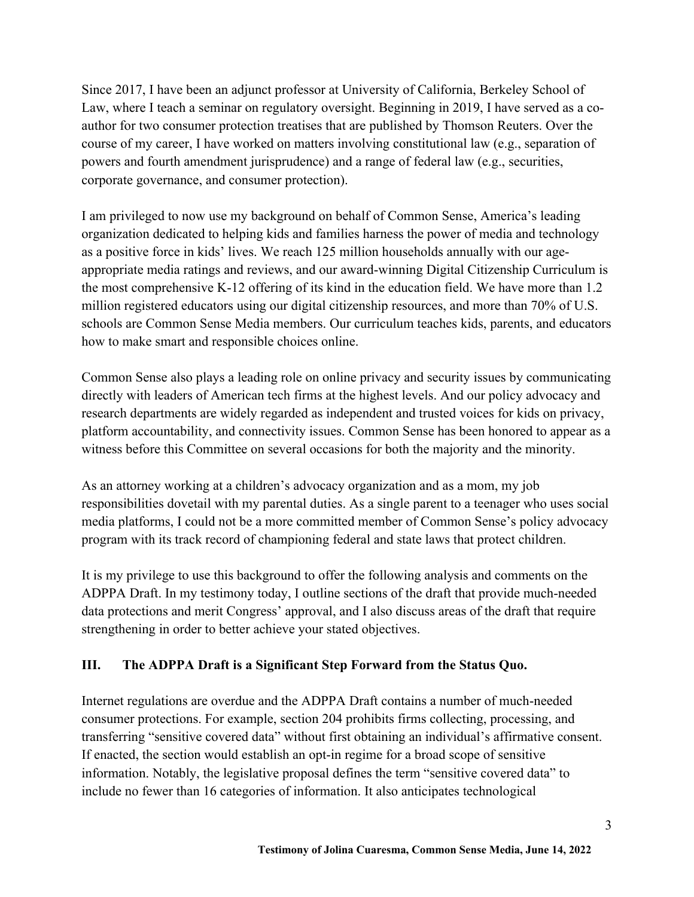Since 2017, I have been an adjunct professor at University of California, Berkeley School of Law, where I teach a seminar on regulatory oversight. Beginning in 2019, I have served as a co-author for two consumer protection treatises that are published by Thomson Reuters. Over the course of my career, I have worked on matters involving constitutional law (e.g., separation of powers and fourth amendment jurisprudence) and a range of federal law (e.g., securities, corporate governance, and consumer protection).

I am privileged to now use my background on behalf of Common Sense, America's leading organization dedicated to helping kids and families harness the power of media and technology as a positive force in kids' lives. We reach 125 million households annually with our age-appropriate media ratings and reviews, and our award-winning Digital Citizenship Curriculum is the most comprehensive K-12 offering of its kind in the education field. We have more than 1.2 million registered educators using our digital citizenship resources, and more than 70% of U.S. schools are Common Sense Media members. Our curriculum teaches kids, parents, and educators how to make smart and responsible choices online.

Common Sense also plays a leading role on online privacy and security issues by communicating directly with leaders of American tech firms at the highest levels. And our policy advocacy and research departments are widely regarded as independent and trusted voices for kids on privacy, platform accountability, and connectivity issues. Common Sense has been honored to appear as a witness before this Committee on several occasions for both the majority and the minority.

As an attorney working at a children's advocacy organization and as a mom, my job responsibilities dovetail with my parental duties. As a single parent to a teenager who uses social media platforms, I could not be a more committed member of Common Sense's policy advocacy program with its track record of championing federal and state laws that protect children.

It is my privilege to use this background to offer the following analysis and comments on the ADPPA Draft. In my testimony today, I outline sections of the draft that provide much-needed data protections and merit Congress' approval, and I also discuss areas of the draft that require strengthening in order to better achieve your stated objectives.

## III. The ADPPA Draft is a Significant Step Forward from the Status Quo.

Internet regulations are overdue and the ADPPA Draft contains a number of much-needed consumer protections. For example, section 204 prohibits firms collecting, processing, and transferring "sensitive covered data" without first obtaining an individual's affirmative consent. If enacted, the section would establish an opt-in regime for a broad scope of sensitive information. Notably, the legislative proposal defines the term "sensitive covered data" to include no fewer than 16 categories of information. It also anticipates technological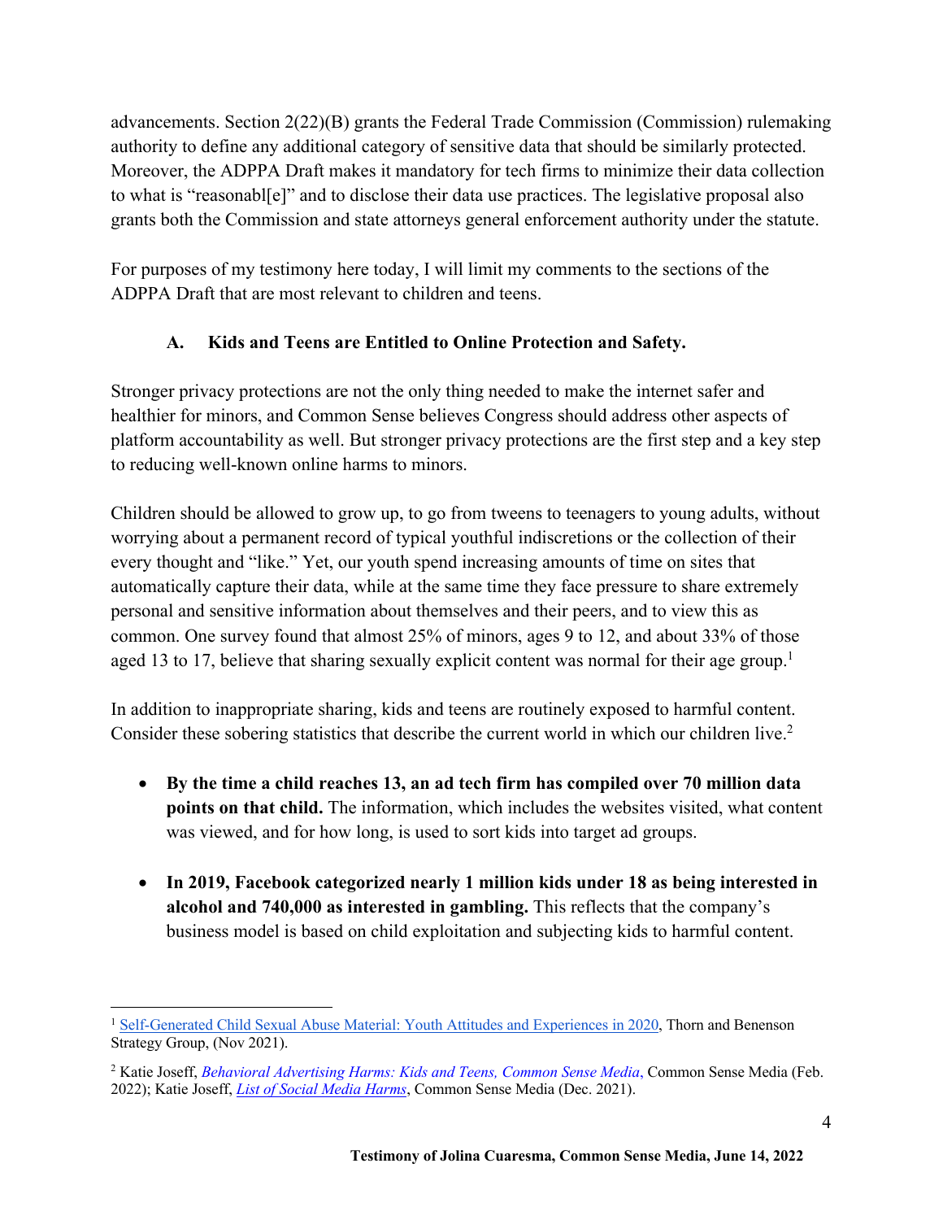advancements. Section 2(22)(B) grants the Federal Trade Commission (Commission) rulemaking authority to define any additional category of sensitive data that should be similarly protected. Moreover, the ADPPA Draft makes it mandatory for tech firms to minimize their data collection to what is "reasonabl[e]" and to disclose their data use practices. The legislative proposal also grants both the Commission and state attorneys general enforcement authority under the statute.

For purposes of my testimony here today, I will limit my comments to the sections of the ADPPA Draft that are most relevant to children and teens.

### A. Kids and Teens are Entitled to Online Protection and Safety.

Stronger privacy protections are not the only thing needed to make the internet safer and healthier for minors, and Common Sense believes Congress should address other aspects of platform accountability as well. But stronger privacy protections are the first step and a key step to reducing well-known online harms to minors.

Children should be allowed to grow up, to go from tweens to teenagers to young adults, without worrying about a permanent record of typical youthful indiscretions or the collection of their every thought and "like." Yet, our youth spend increasing amounts of time on sites that automatically capture their data, while at the same time they face pressure to share extremely personal and sensitive information about themselves and their peers, and to view this as common. One survey found that almost 25% of minors, ages 9 to 12, and about 33% of those aged 13 to 17, believe that sharing sexually explicit content was normal for their age group.[1]

In addition to inappropriate sharing, kids and teens are routinely exposed to harmful content. Consider these sobering statistics that describe the current world in which our children live.[2]

- **By the time a child reaches 13, an ad tech firm has compiled over 70 million data points on that child.** The information, which includes the websites visited, what content was viewed, and for how long, is used to sort kids into target ad groups.
- **In 2019, Facebook categorized nearly 1 million kids under 18 as being interested in alcohol and 740,000 as interested in gambling.** This reflects that the company's business model is based on child exploitation and subjecting kids to harmful content.

---

[1] Self-Generated Child Sexual Abuse Material: Youth Attitudes and Experiences in 2020, Thorn and Benenson Strategy Group, (Nov 2021).

[2] Katie Joseff, *Behavioral Advertising Harms: Kids and Teens, Common Sense Media*, Common Sense Media (Feb. 2022); Katie Joseff, *List of Social Media Harms*, Common Sense Media (Dec. 2021).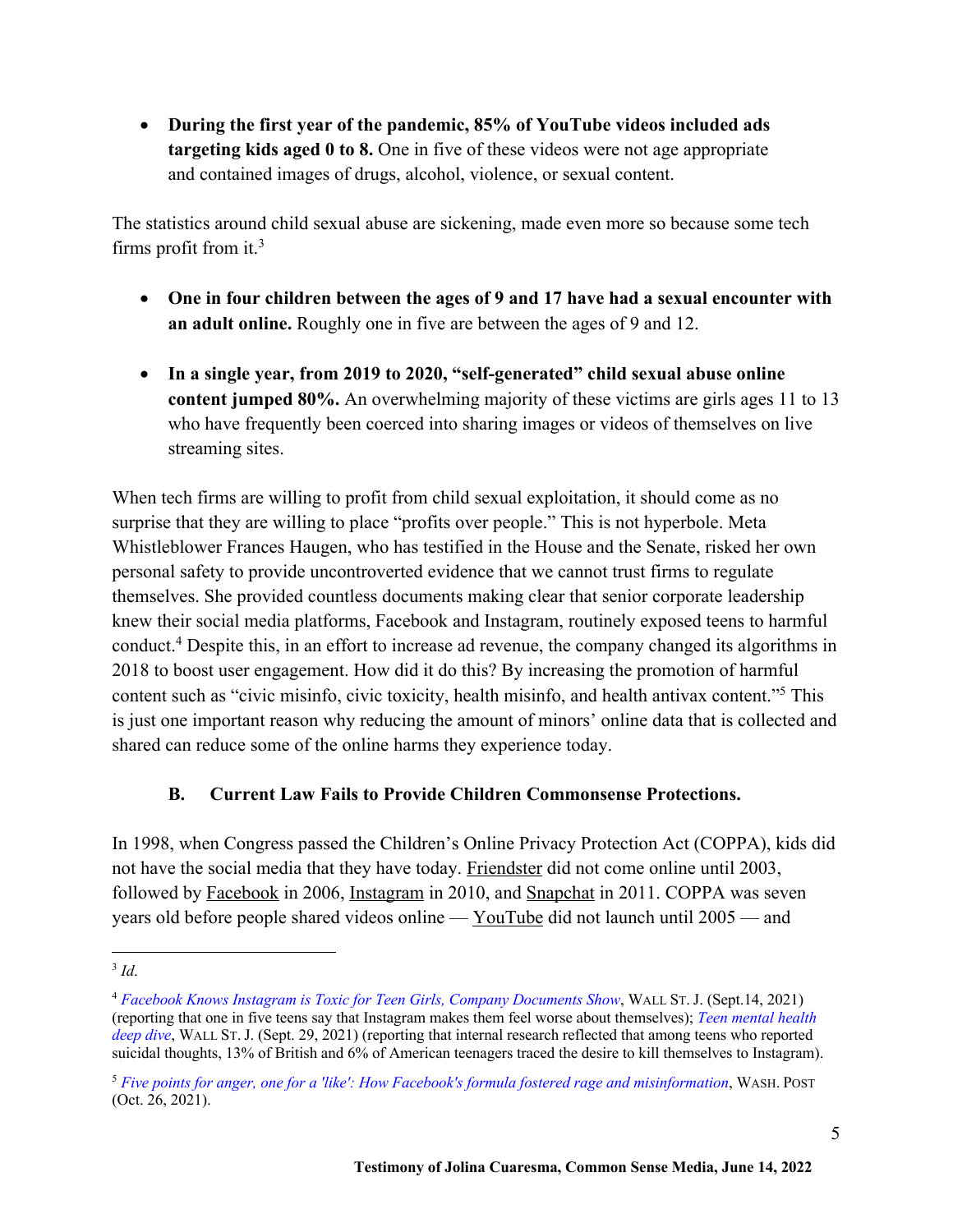- **During the first year of the pandemic, 85% of YouTube videos included ads targeting kids aged 0 to 8.** One in five of these videos were not age appropriate and contained images of drugs, alcohol, violence, or sexual content.

The statistics around child sexual abuse are sickening, made even more so because some tech firms profit from it.[3]

- **One in four children between the ages of 9 and 17 have had a sexual encounter with an adult online.** Roughly one in five are between the ages of 9 and 12.

- **In a single year, from 2019 to 2020, "self-generated" child sexual abuse online content jumped 80%.** An overwhelming majority of these victims are girls ages 11 to 13 who have frequently been coerced into sharing images or videos of themselves on live streaming sites.

When tech firms are willing to profit from child sexual exploitation, it should come as no surprise that they are willing to place "profits over people." This is not hyperbole. Meta Whistleblower Frances Haugen, who has testified in the House and the Senate, risked her own personal safety to provide uncontroverted evidence that we cannot trust firms to regulate themselves. She provided countless documents making clear that senior corporate leadership knew their social media platforms, Facebook and Instagram, routinely exposed teens to harmful conduct.[4] Despite this, in an effort to increase ad revenue, the company changed its algorithms in 2018 to boost user engagement. How did it do this? By increasing the promotion of harmful content such as "civic misinfo, civic toxicity, health misinfo, and health antivax content."[5] This is just one important reason why reducing the amount of minors' online data that is collected and shared can reduce some of the online harms they experience today.

### B. Current Law Fails to Provide Children Commonsense Protections.

In 1998, when Congress passed the Children's Online Privacy Protection Act (COPPA), kids did not have the social media that they have today. Friendster did not come online until 2003, followed by Facebook in 2006, Instagram in 2010, and Snapchat in 2011. COPPA was seven years old before people shared videos online — YouTube did not launch until 2005 — and

---

[3] *Id*.

[4] *Facebook Knows Instagram is Toxic for Teen Girls, Company Documents Show*, WALL ST. J. (Sept.14, 2021) (reporting that one in five teens say that Instagram makes them feel worse about themselves); *Teen mental health deep dive*, WALL ST. J. (Sept. 29, 2021) (reporting that internal research reflected that among teens who reported suicidal thoughts, 13% of British and 6% of American teenagers traced the desire to kill themselves to Instagram).

[5] *Five points for anger, one for a 'like': How Facebook's formula fostered rage and misinformation*, WASH. POST (Oct. 26, 2021).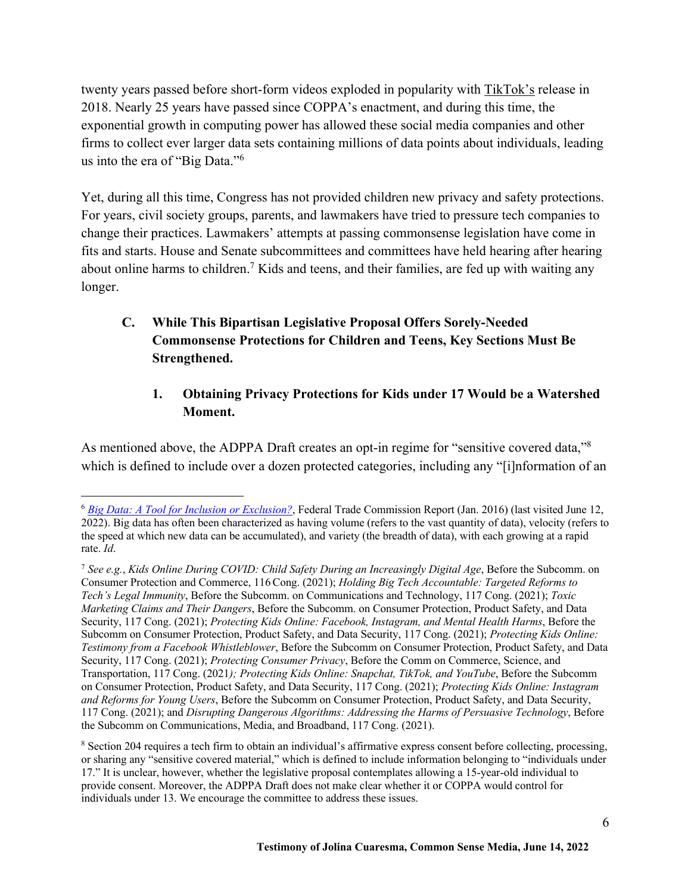twenty years passed before short-form videos exploded in popularity with [TikTok's](#) release in 2018. Nearly 25 years have passed since COPPA's enactment, and during this time, the exponential growth in computing power has allowed these social media companies and other firms to collect ever larger data sets containing millions of data points about individuals, leading us into the era of "Big Data."[6]

Yet, during all this time, Congress has not provided children new privacy and safety protections. For years, civil society groups, parents, and lawmakers have tried to pressure tech companies to change their practices. Lawmakers' attempts at passing commonsense legislation have come in fits and starts. House and Senate subcommittees and committees have held hearing after hearing about online harms to children.[7] Kids and teens, and their families, are fed up with waiting any longer.

### C. While This Bipartisan Legislative Proposal Offers Sorely-Needed Commonsense Protections for Children and Teens, Key Sections Must Be Strengthened.

#### 1. Obtaining Privacy Protections for Kids under 17 Would be a Watershed Moment.

As mentioned above, the ADPPA Draft creates an opt-in regime for "sensitive covered data,"[8] which is defined to include over a dozen protected categories, including any "[i]nformation of an

---

[6] *[Big Data: A Tool for Inclusion or Exclusion?](#)*, Federal Trade Commission Report (Jan. 2016) (last visited June 12, 2022). Big data has often been characterized as having volume (refers to the vast quantity of data), velocity (refers to the speed at which new data can be accumulated), and variety (the breadth of data), with each growing at a rapid rate. *Id*.

[7] *See e.g.*, *Kids Online During COVID: Child Safety During an Increasingly Digital Age*, Before the Subcomm. on Consumer Protection and Commerce, 116 Cong. (2021); *Holding Big Tech Accountable: Targeted Reforms to Tech's Legal Immunity*, Before the Subcomm. on Communications and Technology, 117 Cong. (2021); *Toxic Marketing Claims and Their Dangers*, Before the Subcomm. on Consumer Protection, Product Safety, and Data Security, 117 Cong. (2021); *Protecting Kids Online: Facebook, Instagram, and Mental Health Harms*, Before the Subcomm on Consumer Protection, Product Safety, and Data Security, 117 Cong. (2021); *Protecting Kids Online: Testimony from a Facebook Whistleblower*, Before the Subcomm on Consumer Protection, Product Safety, and Data Security, 117 Cong. (2021); *Protecting Consumer Privacy*, Before the Comm on Commerce, Science, and Transportation, 117 Cong. (2021*); Protecting Kids Online: Snapchat, TikTok, and YouTube*, Before the Subcomm on Consumer Protection, Product Safety, and Data Security, 117 Cong. (2021); *Protecting Kids Online: Instagram and Reforms for Young Users*, Before the Subcomm on Consumer Protection, Product Safety, and Data Security, 117 Cong. (2021); and *Disrupting Dangerous Algorithms: Addressing the Harms of Persuasive Technology*, Before the Subcomm on Communications, Media, and Broadband, 117 Cong. (2021).

[8] Section 204 requires a tech firm to obtain an individual's affirmative express consent before collecting, processing, or sharing any "sensitive covered material," which is defined to include information belonging to "individuals under 17." It is unclear, however, whether the legislative proposal contemplates allowing a 15-year-old individual to provide consent. Moreover, the ADPPA Draft does not make clear whether it or COPPA would control for individuals under 13. We encourage the committee to address these issues.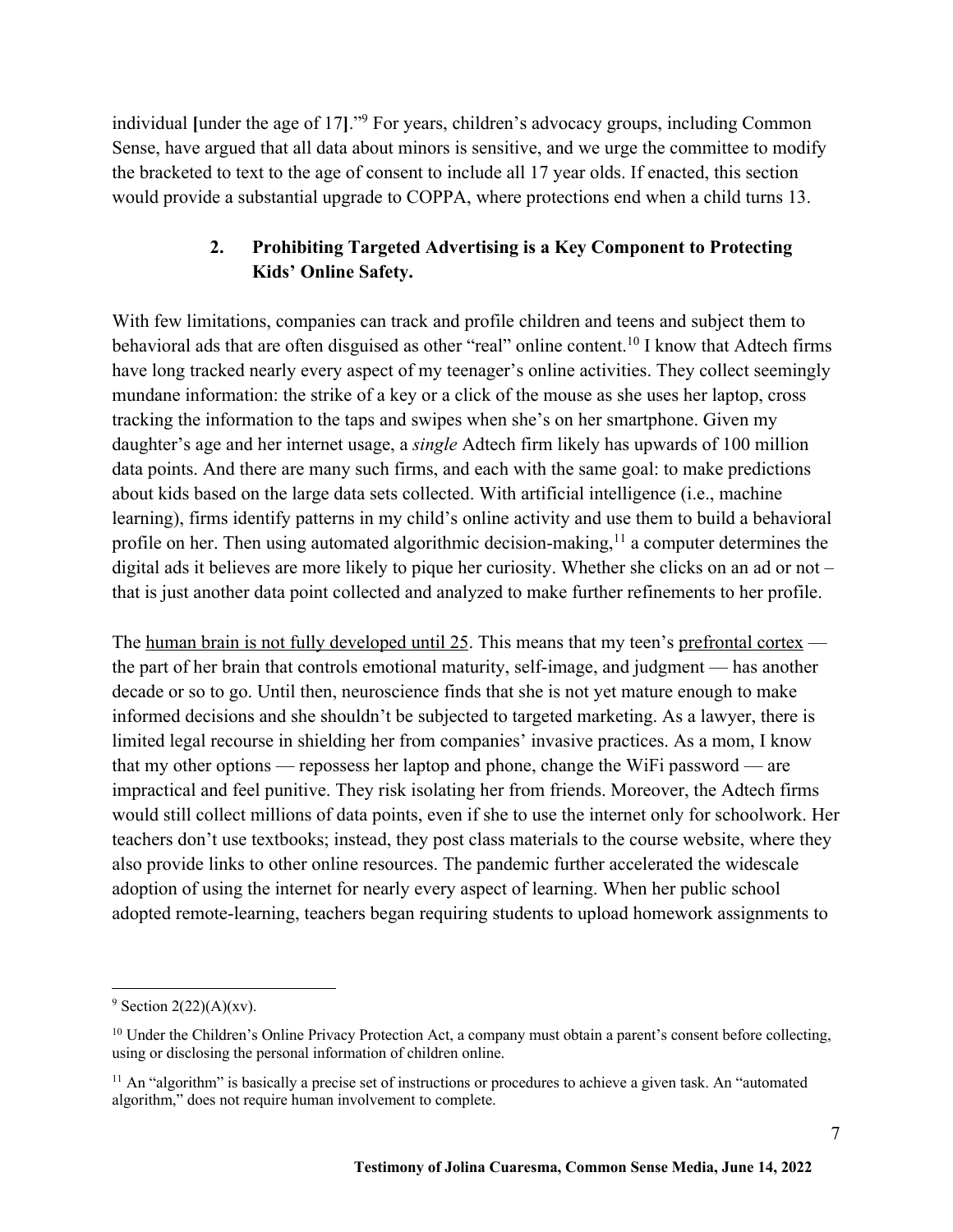individual **[**under the age of 17**]**."[9] For years, children's advocacy groups, including Common Sense, have argued that all data about minors is sensitive, and we urge the committee to modify the bracketed to text to the age of consent to include all 17 year olds. If enacted, this section would provide a substantial upgrade to COPPA, where protections end when a child turns 13.

### 2. Prohibiting Targeted Advertising is a Key Component to Protecting Kids' Online Safety.

With few limitations, companies can track and profile children and teens and subject them to behavioral ads that are often disguised as other "real" online content.[10] I know that Adtech firms have long tracked nearly every aspect of my teenager's online activities. They collect seemingly mundane information: the strike of a key or a click of the mouse as she uses her laptop, cross tracking the information to the taps and swipes when she's on her smartphone. Given my daughter's age and her internet usage, a *single* Adtech firm likely has upwards of 100 million data points. And there are many such firms, and each with the same goal: to make predictions about kids based on the large data sets collected. With artificial intelligence (i.e., machine learning), firms identify patterns in my child's online activity and use them to build a behavioral profile on her. Then using automated algorithmic decision-making,[11] a computer determines the digital ads it believes are more likely to pique her curiosity. Whether she clicks on an ad or not – that is just another data point collected and analyzed to make further refinements to her profile.

The human brain is not fully developed until 25. This means that my teen's prefrontal cortex — the part of her brain that controls emotional maturity, self-image, and judgment — has another decade or so to go. Until then, neuroscience finds that she is not yet mature enough to make informed decisions and she shouldn't be subjected to targeted marketing. As a lawyer, there is limited legal recourse in shielding her from companies' invasive practices. As a mom, I know that my other options — repossess her laptop and phone, change the WiFi password — are impractical and feel punitive. They risk isolating her from friends. Moreover, the Adtech firms would still collect millions of data points, even if she to use the internet only for schoolwork. Her teachers don't use textbooks; instead, they post class materials to the course website, where they also provide links to other online resources. The pandemic further accelerated the widescale adoption of using the internet for nearly every aspect of learning. When her public school adopted remote-learning, teachers began requiring students to upload homework assignments to

---

[9] Section 2(22)(A)(xv).

[10] Under the Children's Online Privacy Protection Act, a company must obtain a parent's consent before collecting, using or disclosing the personal information of children online.

[11] An "algorithm" is basically a precise set of instructions or procedures to achieve a given task. An "automated algorithm," does not require human involvement to complete.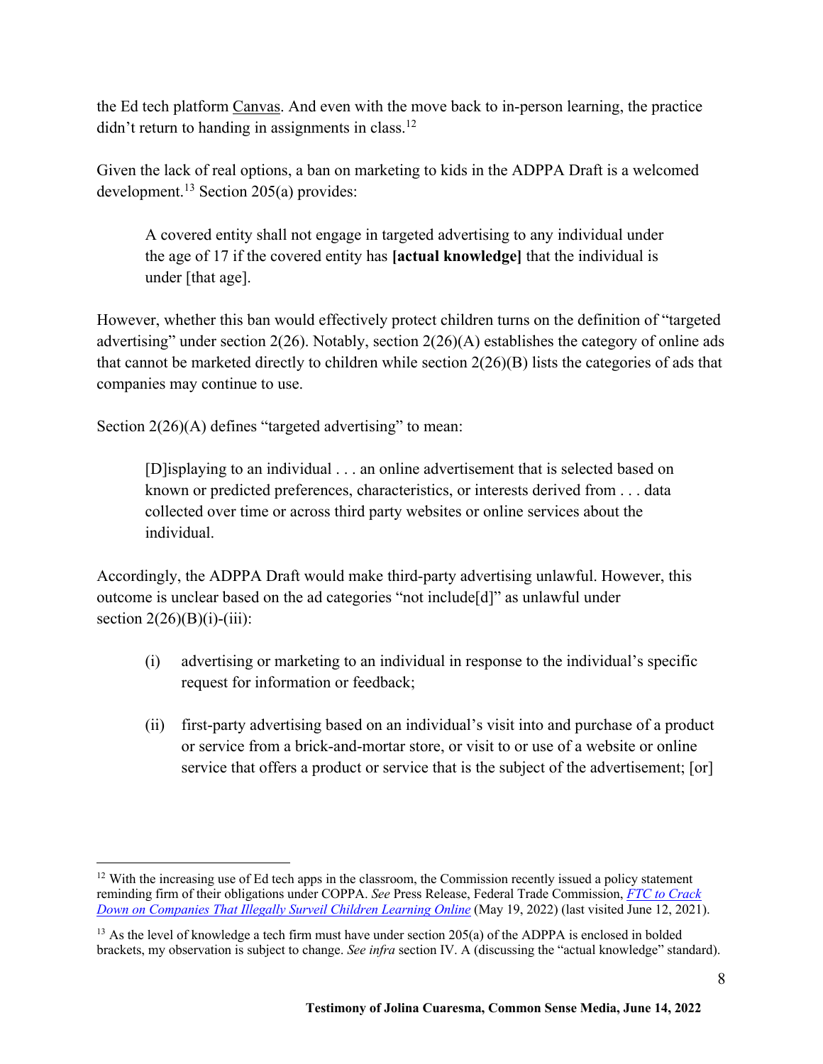the Ed tech platform Canvas. And even with the move back to in-person learning, the practice didn't return to handing in assignments in class.[12]

Given the lack of real options, a ban on marketing to kids in the ADPPA Draft is a welcomed development.[13] Section 205(a) provides:

> A covered entity shall not engage in targeted advertising to any individual under the age of 17 if the covered entity has **[actual knowledge]** that the individual is under [that age].

However, whether this ban would effectively protect children turns on the definition of "targeted advertising" under section 2(26). Notably, section 2(26)(A) establishes the category of online ads that cannot be marketed directly to children while section 2(26)(B) lists the categories of ads that companies may continue to use.

Section 2(26)(A) defines "targeted advertising" to mean:

> [D]isplaying to an individual . . . an online advertisement that is selected based on known or predicted preferences, characteristics, or interests derived from . . . data collected over time or across third party websites or online services about the individual.

Accordingly, the ADPPA Draft would make third-party advertising unlawful. However, this outcome is unclear based on the ad categories "not include[d]" as unlawful under section 2(26)(B)(i)-(iii):

> (i) advertising or marketing to an individual in response to the individual's specific request for information or feedback;
>
> (ii) first-party advertising based on an individual's visit into and purchase of a product or service from a brick-and-mortar store, or visit to or use of a website or online service that offers a product or service that is the subject of the advertisement; [or]

---

[12] With the increasing use of Ed tech apps in the classroom, the Commission recently issued a policy statement reminding firm of their obligations under COPPA. *See* Press Release, Federal Trade Commission, *FTC to Crack Down on Companies That Illegally Surveil Children Learning Online* (May 19, 2022) (last visited June 12, 2021).

[13] As the level of knowledge a tech firm must have under section 205(a) of the ADPPA is enclosed in bolded brackets, my observation is subject to change. *See infra* section IV. A (discussing the "actual knowledge" standard).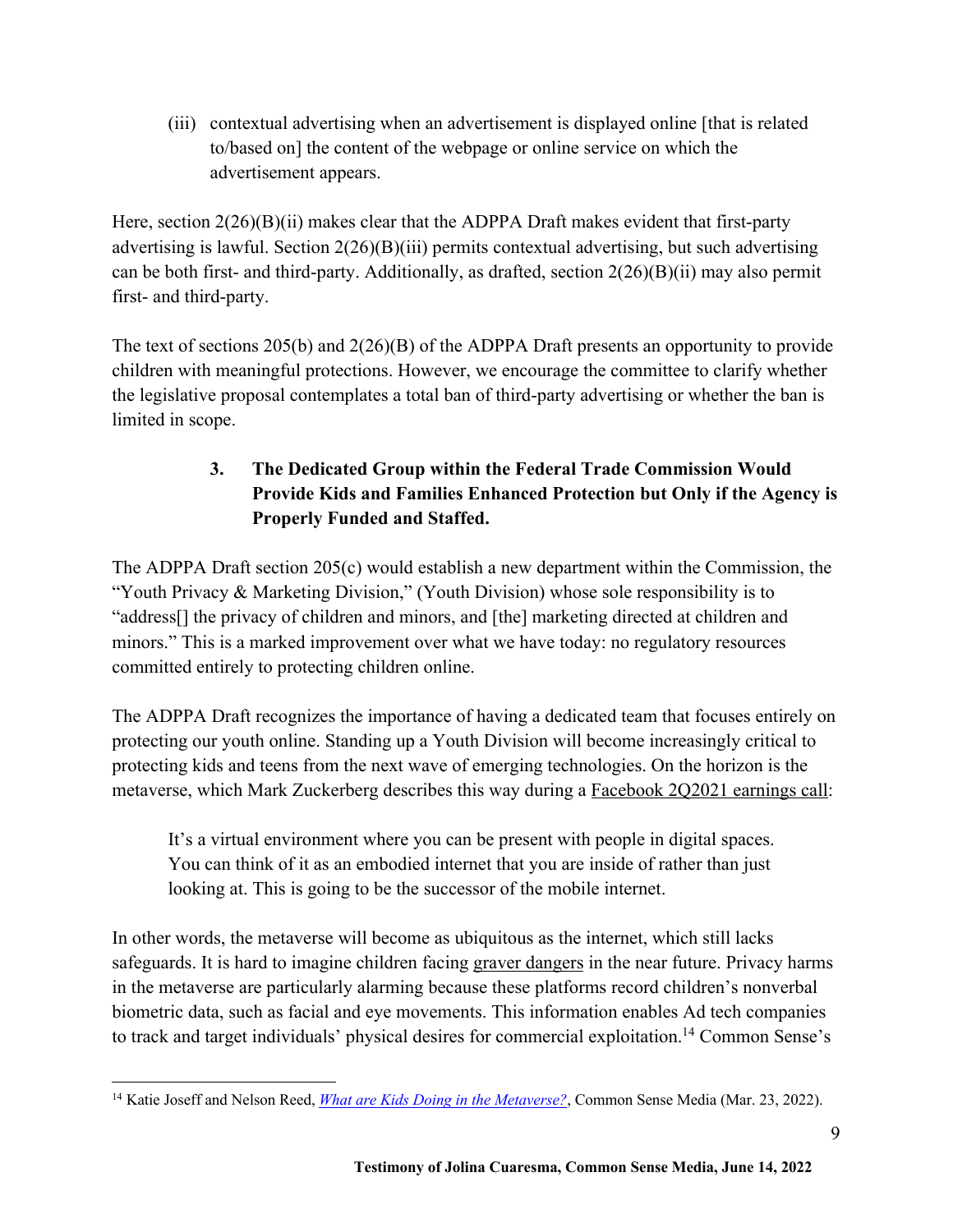(iii) contextual advertising when an advertisement is displayed online [that is related to/based on] the content of the webpage or online service on which the advertisement appears.

Here, section 2(26)(B)(ii) makes clear that the ADPPA Draft makes evident that first-party advertising is lawful. Section 2(26)(B)(iii) permits contextual advertising, but such advertising can be both first- and third-party. Additionally, as drafted, section 2(26)(B)(ii) may also permit first- and third-party.

The text of sections 205(b) and 2(26)(B) of the ADPPA Draft presents an opportunity to provide children with meaningful protections. However, we encourage the committee to clarify whether the legislative proposal contemplates a total ban of third-party advertising or whether the ban is limited in scope.

### 3. The Dedicated Group within the Federal Trade Commission Would Provide Kids and Families Enhanced Protection but Only if the Agency is Properly Funded and Staffed.

The ADPPA Draft section 205(c) would establish a new department within the Commission, the "Youth Privacy & Marketing Division," (Youth Division) whose sole responsibility is to "address[] the privacy of children and minors, and [the] marketing directed at children and minors." This is a marked improvement over what we have today: no regulatory resources committed entirely to protecting children online.

The ADPPA Draft recognizes the importance of having a dedicated team that focuses entirely on protecting our youth online. Standing up a Youth Division will become increasingly critical to protecting kids and teens from the next wave of emerging technologies. On the horizon is the metaverse, which Mark Zuckerberg describes this way during a Facebook 2Q2021 earnings call:

> It's a virtual environment where you can be present with people in digital spaces. You can think of it as an embodied internet that you are inside of rather than just looking at. This is going to be the successor of the mobile internet.

In other words, the metaverse will become as ubiquitous as the internet, which still lacks safeguards. It is hard to imagine children facing graver dangers in the near future. Privacy harms in the metaverse are particularly alarming because these platforms record children's nonverbal biometric data, such as facial and eye movements. This information enables Ad tech companies to track and target individuals' physical desires for commercial exploitation.[14] Common Sense's

[14] Katie Joseff and Nelson Reed, *What are Kids Doing in the Metaverse?*, Common Sense Media (Mar. 23, 2022).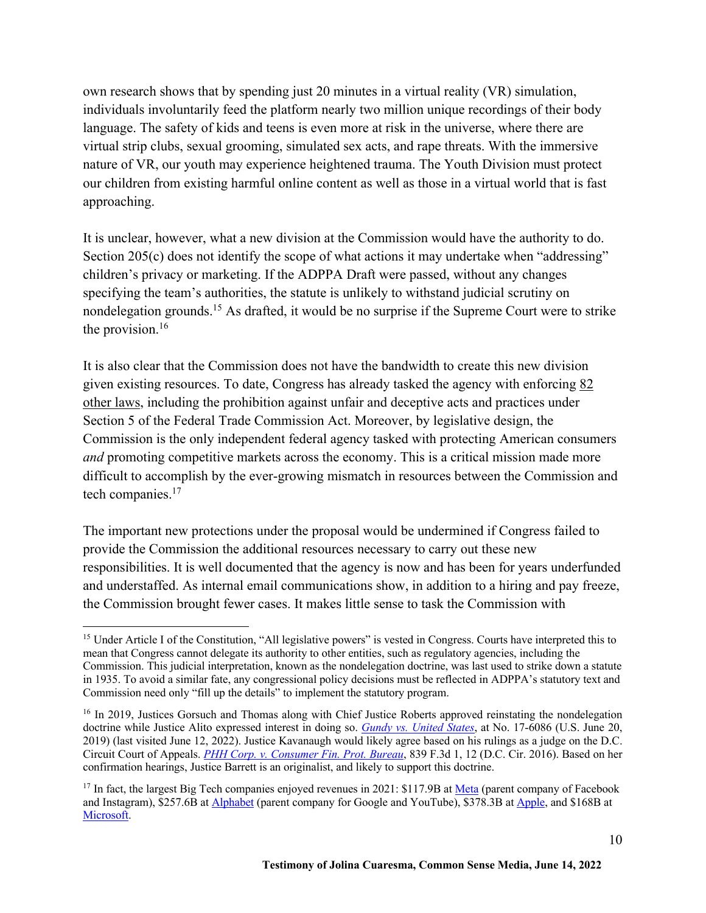own research shows that by spending just 20 minutes in a virtual reality (VR) simulation, individuals involuntarily feed the platform nearly two million unique recordings of their body language. The safety of kids and teens is even more at risk in the universe, where there are virtual strip clubs, sexual grooming, simulated sex acts, and rape threats. With the immersive nature of VR, our youth may experience heightened trauma. The Youth Division must protect our children from existing harmful online content as well as those in a virtual world that is fast approaching.

It is unclear, however, what a new division at the Commission would have the authority to do. Section 205(c) does not identify the scope of what actions it may undertake when "addressing" children's privacy or marketing. If the ADPPA Draft were passed, without any changes specifying the team's authorities, the statute is unlikely to withstand judicial scrutiny on nondelegation grounds.[15] As drafted, it would be no surprise if the Supreme Court were to strike the provision.[16]

It is also clear that the Commission does not have the bandwidth to create this new division given existing resources. To date, Congress has already tasked the agency with enforcing 82 other laws, including the prohibition against unfair and deceptive acts and practices under Section 5 of the Federal Trade Commission Act. Moreover, by legislative design, the Commission is the only independent federal agency tasked with protecting American consumers *and* promoting competitive markets across the economy. This is a critical mission made more difficult to accomplish by the ever-growing mismatch in resources between the Commission and tech companies.[17]

The important new protections under the proposal would be undermined if Congress failed to provide the Commission the additional resources necessary to carry out these new responsibilities. It is well documented that the agency is now and has been for years underfunded and understaffed. As internal email communications show, in addition to a hiring and pay freeze, the Commission brought fewer cases. It makes little sense to task the Commission with

---

[15] Under Article I of the Constitution, "All legislative powers" is vested in Congress. Courts have interpreted this to mean that Congress cannot delegate its authority to other entities, such as regulatory agencies, including the Commission. This judicial interpretation, known as the nondelegation doctrine, was last used to strike down a statute in 1935. To avoid a similar fate, any congressional policy decisions must be reflected in ADPPA's statutory text and Commission need only "fill up the details" to implement the statutory program.

[16] In 2019, Justices Gorsuch and Thomas along with Chief Justice Roberts approved reinstating the nondelegation doctrine while Justice Alito expressed interest in doing so. *Gundy vs. United States*, at No. 17-6086 (U.S. June 20, 2019) (last visited June 12, 2022). Justice Kavanaugh would likely agree based on his rulings as a judge on the D.C. Circuit Court of Appeals. *PHH Corp. v. Consumer Fin. Prot. Bureau*, 839 F.3d 1, 12 (D.C. Cir. 2016). Based on her confirmation hearings, Justice Barrett is an originalist, and likely to support this doctrine.

[17] In fact, the largest Big Tech companies enjoyed revenues in 2021: $117.9B at Meta (parent company of Facebook and Instagram), $257.6B at Alphabet (parent company for Google and YouTube), $378.3B at Apple, and $168B at Microsoft.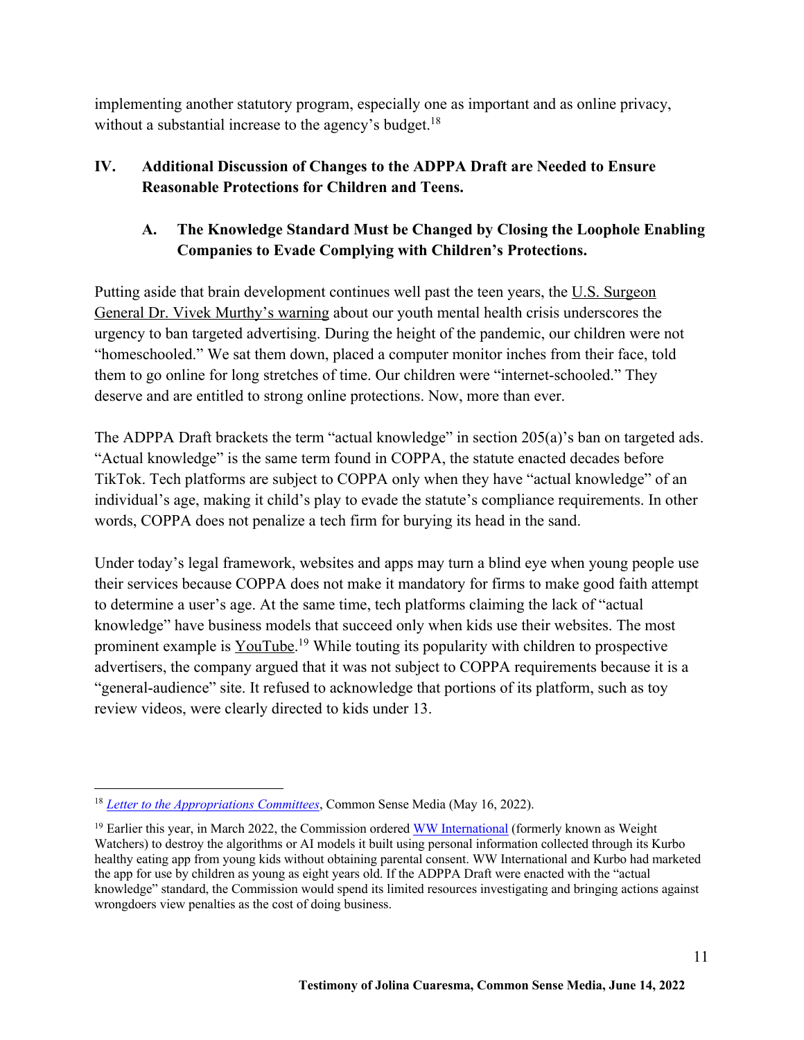implementing another statutory program, especially one as important and as online privacy, without a substantial increase to the agency's budget.[18]

## IV. Additional Discussion of Changes to the ADPPA Draft are Needed to Ensure Reasonable Protections for Children and Teens.

### A. The Knowledge Standard Must be Changed by Closing the Loophole Enabling Companies to Evade Complying with Children's Protections.

Putting aside that brain development continues well past the teen years, the U.S. Surgeon General Dr. Vivek Murthy's warning about our youth mental health crisis underscores the urgency to ban targeted advertising. During the height of the pandemic, our children were not "homeschooled." We sat them down, placed a computer monitor inches from their face, told them to go online for long stretches of time. Our children were "internet-schooled." They deserve and are entitled to strong online protections. Now, more than ever.

The ADPPA Draft brackets the term "actual knowledge" in section 205(a)'s ban on targeted ads. "Actual knowledge" is the same term found in COPPA, the statute enacted decades before TikTok. Tech platforms are subject to COPPA only when they have "actual knowledge" of an individual's age, making it child's play to evade the statute's compliance requirements. In other words, COPPA does not penalize a tech firm for burying its head in the sand.

Under today's legal framework, websites and apps may turn a blind eye when young people use their services because COPPA does not make it mandatory for firms to make good faith attempt to determine a user's age. At the same time, tech platforms claiming the lack of "actual knowledge" have business models that succeed only when kids use their websites. The most prominent example is YouTube.[19] While touting its popularity with children to prospective advertisers, the company argued that it was not subject to COPPA requirements because it is a "general-audience" site. It refused to acknowledge that portions of its platform, such as toy review videos, were clearly directed to kids under 13.

---

[18] *Letter to the Appropriations Committees*, Common Sense Media (May 16, 2022).

[19] Earlier this year, in March 2022, the Commission ordered WW International (formerly known as Weight Watchers) to destroy the algorithms or AI models it built using personal information collected through its Kurbo healthy eating app from young kids without obtaining parental consent. WW International and Kurbo had marketed the app for use by children as young as eight years old. If the ADPPA Draft were enacted with the "actual knowledge" standard, the Commission would spend its limited resources investigating and bringing actions against wrongdoers view penalties as the cost of doing business.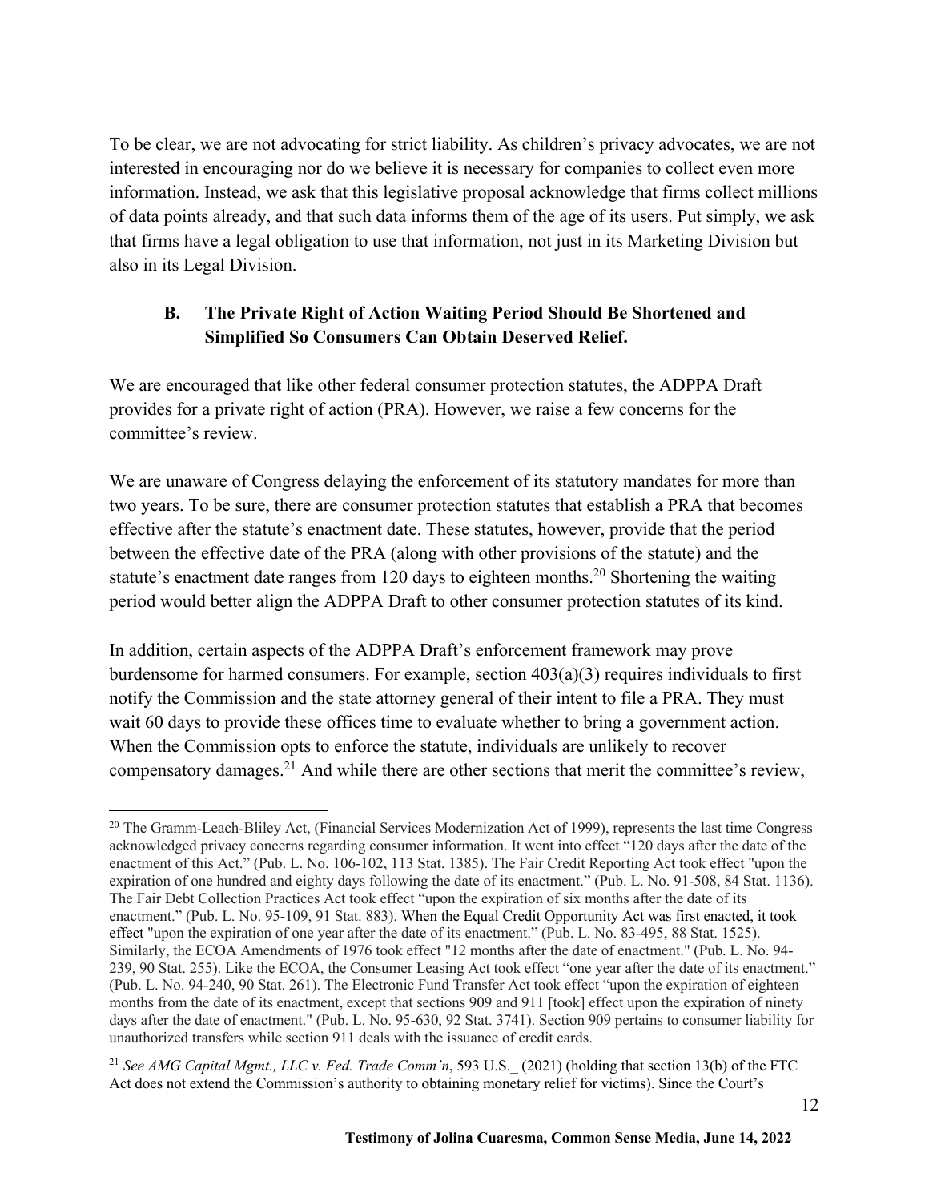To be clear, we are not advocating for strict liability. As children's privacy advocates, we are not interested in encouraging nor do we believe it is necessary for companies to collect even more information. Instead, we ask that this legislative proposal acknowledge that firms collect millions of data points already, and that such data informs them of the age of its users. Put simply, we ask that firms have a legal obligation to use that information, not just in its Marketing Division but also in its Legal Division.

### B. The Private Right of Action Waiting Period Should Be Shortened and Simplified So Consumers Can Obtain Deserved Relief.

We are encouraged that like other federal consumer protection statutes, the ADPPA Draft provides for a private right of action (PRA). However, we raise a few concerns for the committee's review.

We are unaware of Congress delaying the enforcement of its statutory mandates for more than two years. To be sure, there are consumer protection statutes that establish a PRA that becomes effective after the statute's enactment date. These statutes, however, provide that the period between the effective date of the PRA (along with other provisions of the statute) and the statute's enactment date ranges from 120 days to eighteen months.[20] Shortening the waiting period would better align the ADPPA Draft to other consumer protection statutes of its kind.

In addition, certain aspects of the ADPPA Draft's enforcement framework may prove burdensome for harmed consumers. For example, section 403(a)(3) requires individuals to first notify the Commission and the state attorney general of their intent to file a PRA. They must wait 60 days to provide these offices time to evaluate whether to bring a government action. When the Commission opts to enforce the statute, individuals are unlikely to recover compensatory damages.[21] And while there are other sections that merit the committee's review,

---

[20] The Gramm-Leach-Bliley Act, (Financial Services Modernization Act of 1999), represents the last time Congress acknowledged privacy concerns regarding consumer information. It went into effect "120 days after the date of the enactment of this Act." (Pub. L. No. 106-102, 113 Stat. 1385). The Fair Credit Reporting Act took effect "upon the expiration of one hundred and eighty days following the date of its enactment." (Pub. L. No. 91-508, 84 Stat. 1136). The Fair Debt Collection Practices Act took effect "upon the expiration of six months after the date of its enactment." (Pub. L. No. 95-109, 91 Stat. 883). When the Equal Credit Opportunity Act was first enacted, it took effect "upon the expiration of one year after the date of its enactment." (Pub. L. No. 83-495, 88 Stat. 1525). Similarly, the ECOA Amendments of 1976 took effect "12 months after the date of enactment." (Pub. L. No. 94-239, 90 Stat. 255). Like the ECOA, the Consumer Leasing Act took effect "one year after the date of its enactment." (Pub. L. No. 94-240, 90 Stat. 261). The Electronic Fund Transfer Act took effect "upon the expiration of eighteen months from the date of its enactment, except that sections 909 and 911 [took] effect upon the expiration of ninety days after the date of enactment." (Pub. L. No. 95-630, 92 Stat. 3741). Section 909 pertains to consumer liability for unauthorized transfers while section 911 deals with the issuance of credit cards.

[21] *See AMG Capital Mgmt., LLC v. Fed. Trade Comm'n*, 593 U.S._ (2021) (holding that section 13(b) of the FTC Act does not extend the Commission's authority to obtaining monetary relief for victims). Since the Court's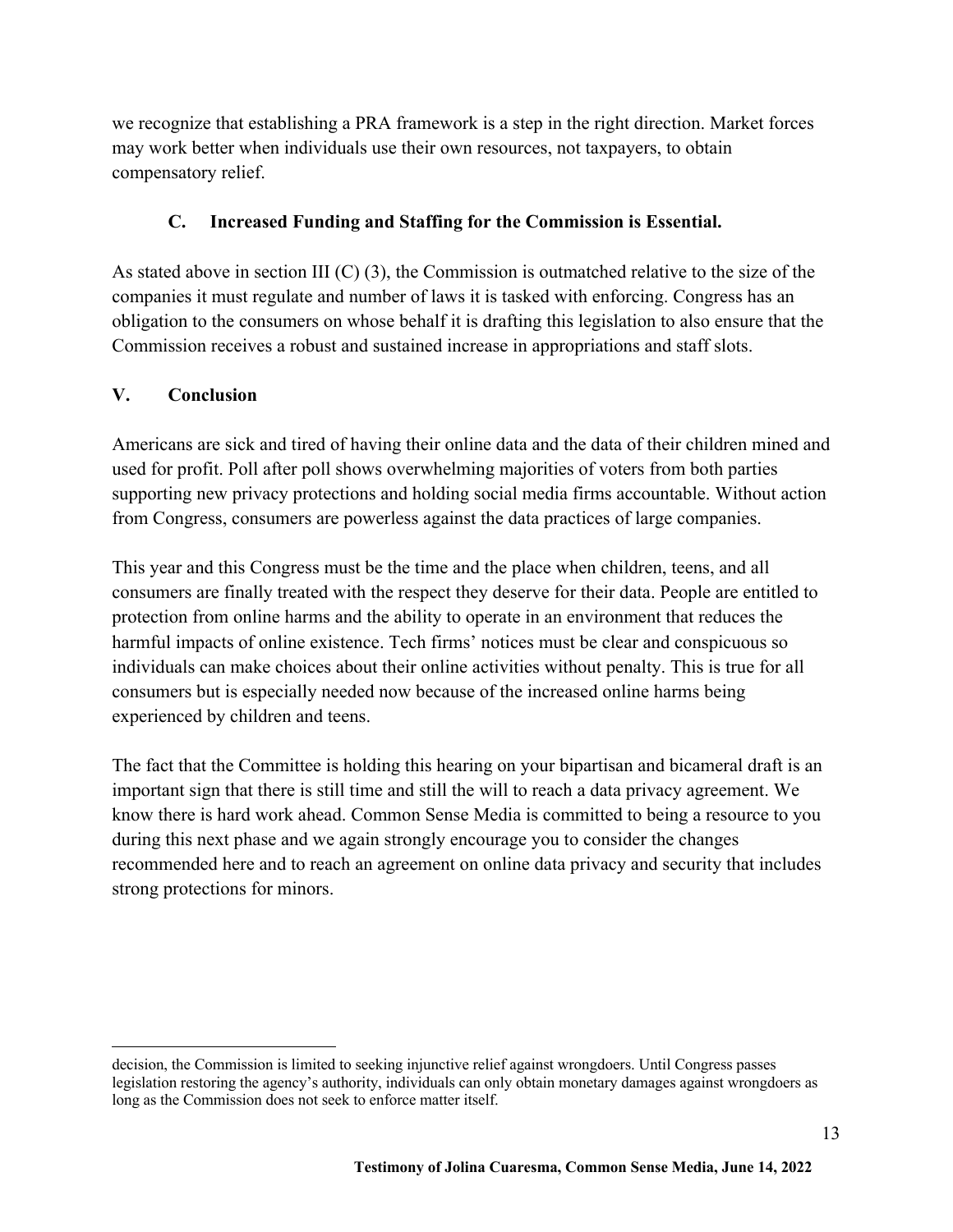we recognize that establishing a PRA framework is a step in the right direction. Market forces may work better when individuals use their own resources, not taxpayers, to obtain compensatory relief.

### C. Increased Funding and Staffing for the Commission is Essential.

As stated above in section III (C) (3), the Commission is outmatched relative to the size of the companies it must regulate and number of laws it is tasked with enforcing. Congress has an obligation to the consumers on whose behalf it is drafting this legislation to also ensure that the Commission receives a robust and sustained increase in appropriations and staff slots.

## V. Conclusion

Americans are sick and tired of having their online data and the data of their children mined and used for profit. Poll after poll shows overwhelming majorities of voters from both parties supporting new privacy protections and holding social media firms accountable. Without action from Congress, consumers are powerless against the data practices of large companies.

This year and this Congress must be the time and the place when children, teens, and all consumers are finally treated with the respect they deserve for their data. People are entitled to protection from online harms and the ability to operate in an environment that reduces the harmful impacts of online existence. Tech firms' notices must be clear and conspicuous so individuals can make choices about their online activities without penalty. This is true for all consumers but is especially needed now because of the increased online harms being experienced by children and teens.

The fact that the Committee is holding this hearing on your bipartisan and bicameral draft is an important sign that there is still time and still the will to reach a data privacy agreement. We know there is hard work ahead. Common Sense Media is committed to being a resource to you during this next phase and we again strongly encourage you to consider the changes recommended here and to reach an agreement on online data privacy and security that includes strong protections for minors.

---

decision, the Commission is limited to seeking injunctive relief against wrongdoers. Until Congress passes legislation restoring the agency's authority, individuals can only obtain monetary damages against wrongdoers as long as the Commission does not seek to enforce matter itself.